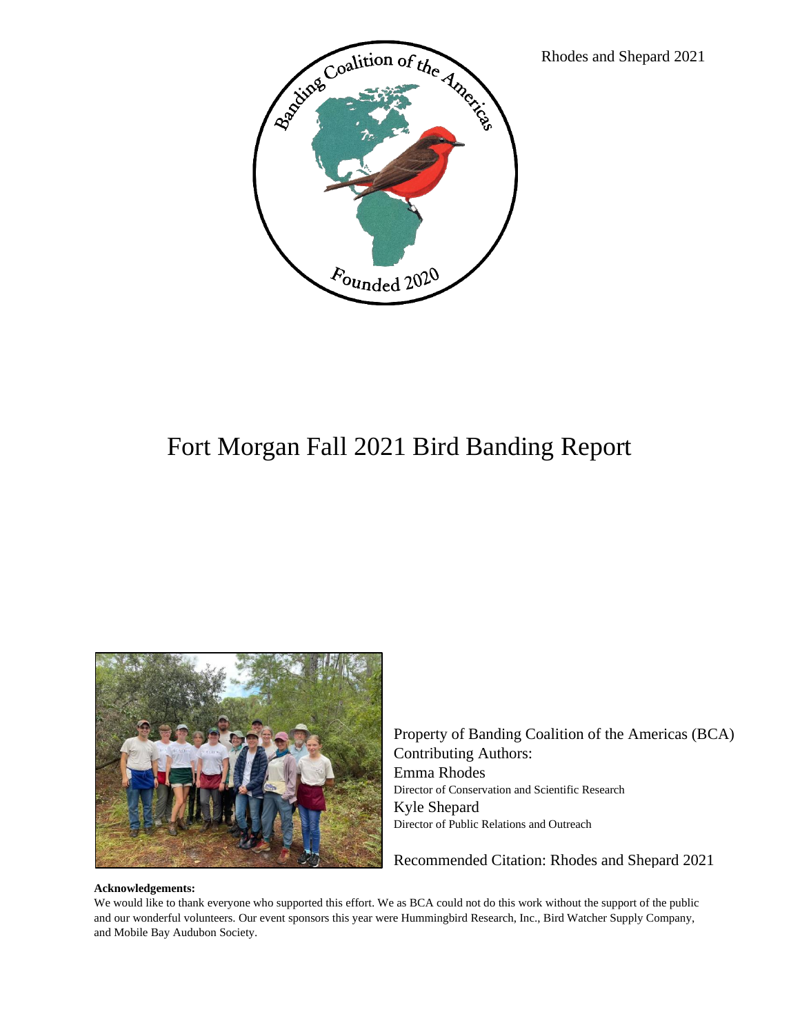# Fort Morgan Fall 2021 Bird Banding Report

Property of Banding Coalition of the Americas (BCA)
Contributing Authors:
Emma Rhodes
Director of Conservation and Scientific Research
Kyle Shepard
Director of Public Relations and Outreach

Recommended Citation: Rhodes and Shepard 2021

**Acknowledgements:**
We would like to thank everyone who supported this effort. We as BCA could not do this work without the support of the public and our wonderful volunteers. Our event sponsors this year were Hummingbird Research, Inc., Bird Watcher Supply Company, and Mobile Bay Audubon Society.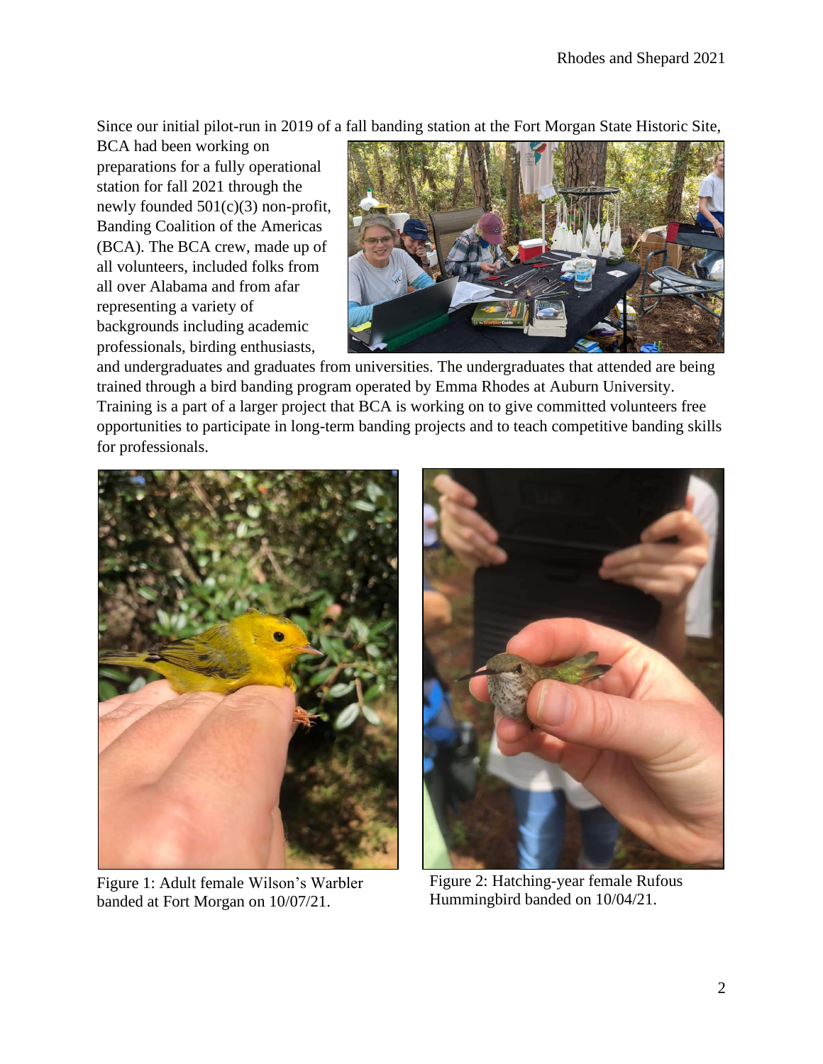Since our initial pilot-run in 2019 of a fall banding station at the Fort Morgan State Historic Site, BCA had been working on preparations for a fully operational station for fall 2021 through the newly founded 501(c)(3) non-profit, Banding Coalition of the Americas (BCA). The BCA crew, made up of all volunteers, included folks from all over Alabama and from afar representing a variety of backgrounds including academic professionals, birding enthusiasts, and undergraduates and graduates from universities. The undergraduates that attended are being trained through a bird banding program operated by Emma Rhodes at Auburn University. Training is a part of a larger project that BCA is working on to give committed volunteers free opportunities to participate in long-term banding projects and to teach competitive banding skills for professionals.

Figure 1: Adult female Wilson's Warbler banded at Fort Morgan on 10/07/21.

Figure 2: Hatching-year female Rufous Hummingbird banded on 10/04/21.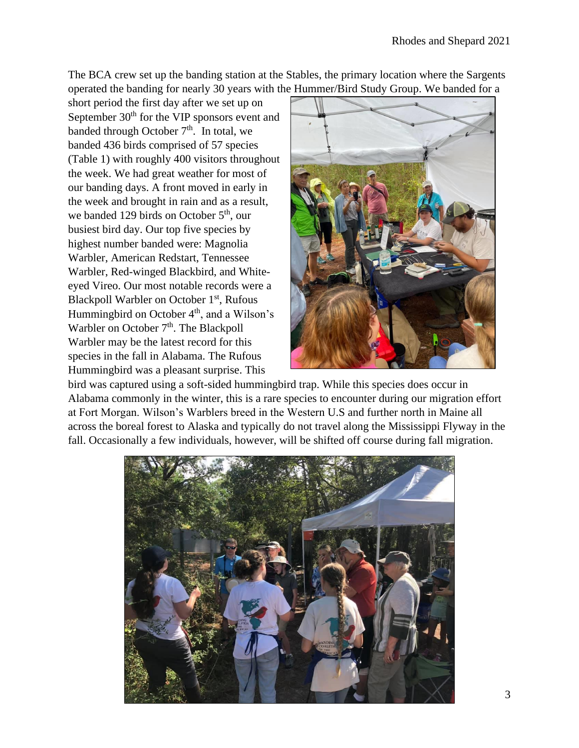The BCA crew set up the banding station at the Stables, the primary location where the Sargents operated the banding for nearly 30 years with the Hummer/Bird Study Group. We banded for a short period the first day after we set up on September 30th for the VIP sponsors event and banded through October 7th. In total, we banded 436 birds comprised of 57 species (Table 1) with roughly 400 visitors throughout the week. We had great weather for most of our banding days. A front moved in early in the week and brought in rain and as a result, we banded 129 birds on October 5th, our busiest bird day. Our top five species by highest number banded were: Magnolia Warbler, American Redstart, Tennessee Warbler, Red-winged Blackbird, and White-eyed Vireo. Our most notable records were a Blackpoll Warbler on October 1st, Rufous Hummingbird on October 4th, and a Wilson's Warbler on October 7th. The Blackpoll Warbler may be the latest record for this species in the fall in Alabama. The Rufous Hummingbird was a pleasant surprise. This bird was captured using a soft-sided hummingbird trap. While this species does occur in Alabama commonly in the winter, this is a rare species to encounter during our migration effort at Fort Morgan. Wilson's Warblers breed in the Western U.S and further north in Maine all across the boreal forest to Alaska and typically do not travel along the Mississippi Flyway in the fall. Occasionally a few individuals, however, will be shifted off course during fall migration.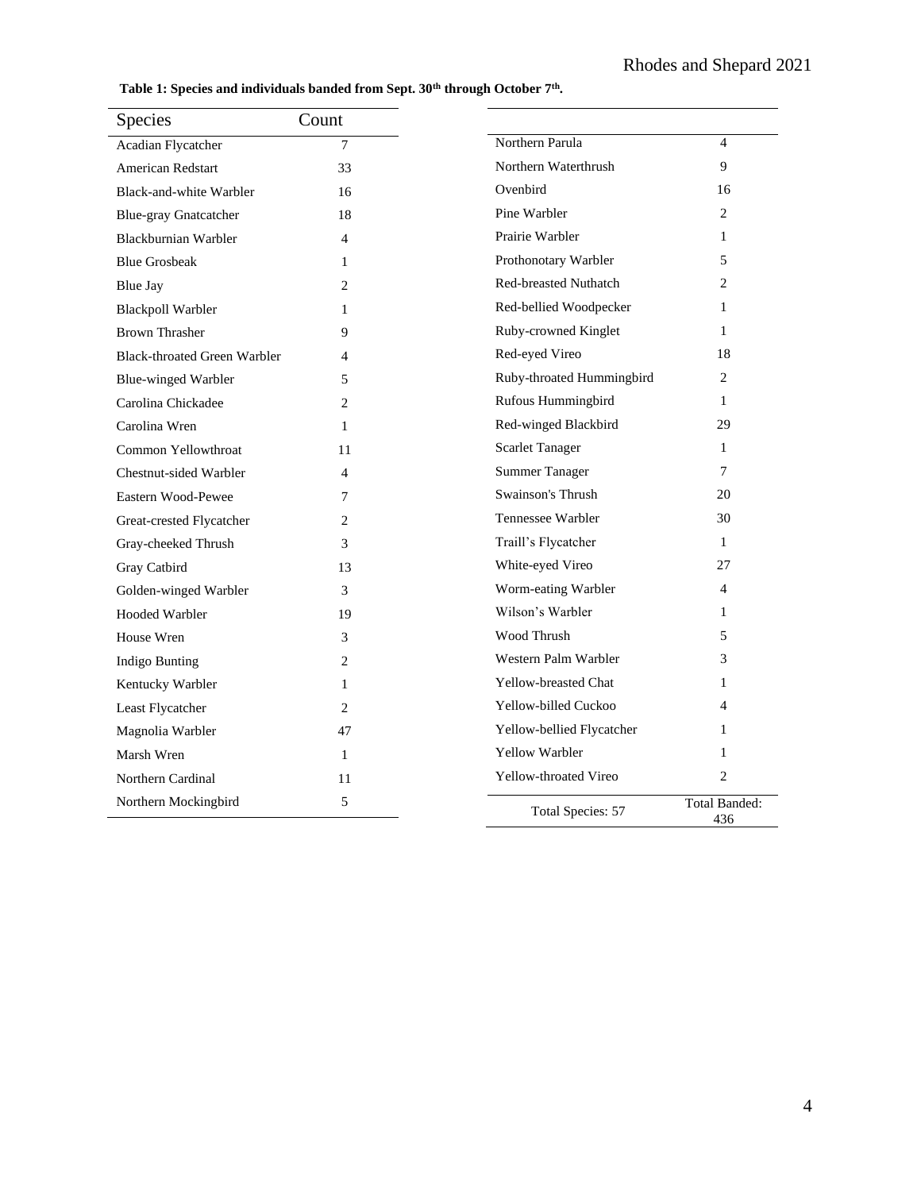**Table 1: Species and individuals banded from Sept. 30th through October 7th.**

| Species | Count |
|---|---|
| Acadian Flycatcher | 7 |
| American Redstart | 33 |
| Black-and-white Warbler | 16 |
| Blue-gray Gnatcatcher | 18 |
| Blackburnian Warbler | 4 |
| Blue Grosbeak | 1 |
| Blue Jay | 2 |
| Blackpoll Warbler | 1 |
| Brown Thrasher | 9 |
| Black-throated Green Warbler | 4 |
| Blue-winged Warbler | 5 |
| Carolina Chickadee | 2 |
| Carolina Wren | 1 |
| Common Yellowthroat | 11 |
| Chestnut-sided Warbler | 4 |
| Eastern Wood-Pewee | 7 |
| Great-crested Flycatcher | 2 |
| Gray-cheeked Thrush | 3 |
| Gray Catbird | 13 |
| Golden-winged Warbler | 3 |
| Hooded Warbler | 19 |
| House Wren | 3 |
| Indigo Bunting | 2 |
| Kentucky Warbler | 1 |
| Least Flycatcher | 2 |
| Magnolia Warbler | 47 |
| Marsh Wren | 1 |
| Northern Cardinal | 11 |
| Northern Mockingbird | 5 |
| Northern Parula | 4 |
| Northern Waterthrush | 9 |
| Ovenbird | 16 |
| Pine Warbler | 2 |
| Prairie Warbler | 1 |
| Prothonotary Warbler | 5 |
| Red-breasted Nuthatch | 2 |
| Red-bellied Woodpecker | 1 |
| Ruby-crowned Kinglet | 1 |
| Red-eyed Vireo | 18 |
| Ruby-throated Hummingbird | 2 |
| Rufous Hummingbird | 1 |
| Red-winged Blackbird | 29 |
| Scarlet Tanager | 1 |
| Summer Tanager | 7 |
| Swainson's Thrush | 20 |
| Tennessee Warbler | 30 |
| Traill's Flycatcher | 1 |
| White-eyed Vireo | 27 |
| Worm-eating Warbler | 4 |
| Wilson's Warbler | 1 |
| Wood Thrush | 5 |
| Western Palm Warbler | 3 |
| Yellow-breasted Chat | 1 |
| Yellow-billed Cuckoo | 4 |
| Yellow-bellied Flycatcher | 1 |
| Yellow Warbler | 1 |
| Yellow-throated Vireo | 2 |
| Total Species: 57 | Total Banded: 436 |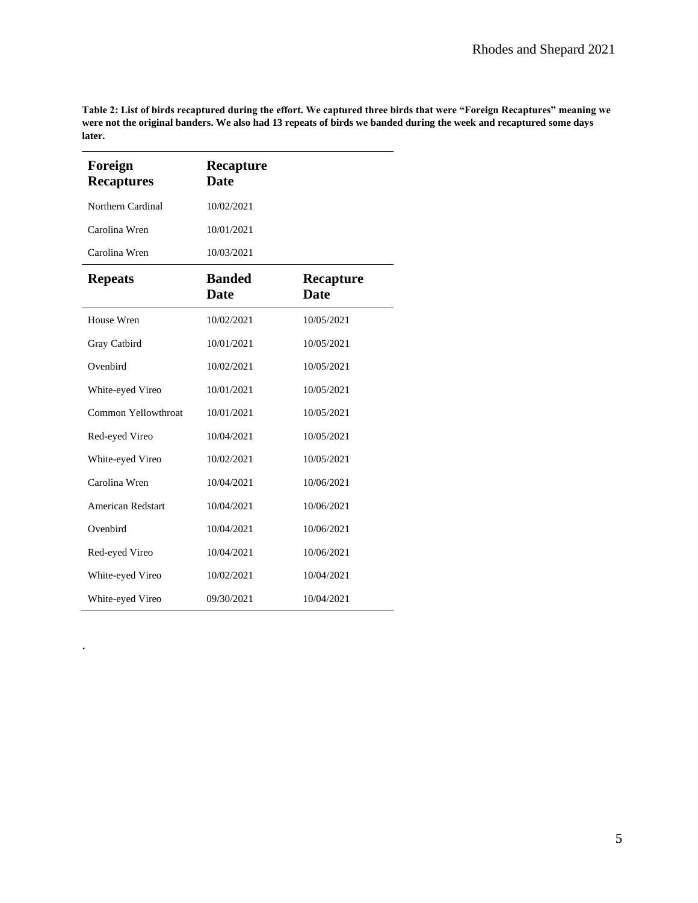**Table 2: List of birds recaptured during the effort. We captured three birds that were "Foreign Recaptures" meaning we were not the original banders. We also had 13 repeats of birds we banded during the week and recaptured some days later.**

| Foreign Recaptures | Recapture Date | |
|---|---|---|
| Northern Cardinal | 10/02/2021 | |
| Carolina Wren | 10/01/2021 | |
| Carolina Wren | 10/03/2021 | |
| **Repeats** | **Banded Date** | **Recapture Date** |
| House Wren | 10/02/2021 | 10/05/2021 |
| Gray Catbird | 10/01/2021 | 10/05/2021 |
| Ovenbird | 10/02/2021 | 10/05/2021 |
| White-eyed Vireo | 10/01/2021 | 10/05/2021 |
| Common Yellowthroat | 10/01/2021 | 10/05/2021 |
| Red-eyed Vireo | 10/04/2021 | 10/05/2021 |
| White-eyed Vireo | 10/02/2021 | 10/05/2021 |
| Carolina Wren | 10/04/2021 | 10/06/2021 |
| American Redstart | 10/04/2021 | 10/06/2021 |
| Ovenbird | 10/04/2021 | 10/06/2021 |
| Red-eyed Vireo | 10/04/2021 | 10/06/2021 |
| White-eyed Vireo | 10/02/2021 | 10/04/2021 |
| White-eyed Vireo | 09/30/2021 | 10/04/2021 |

.